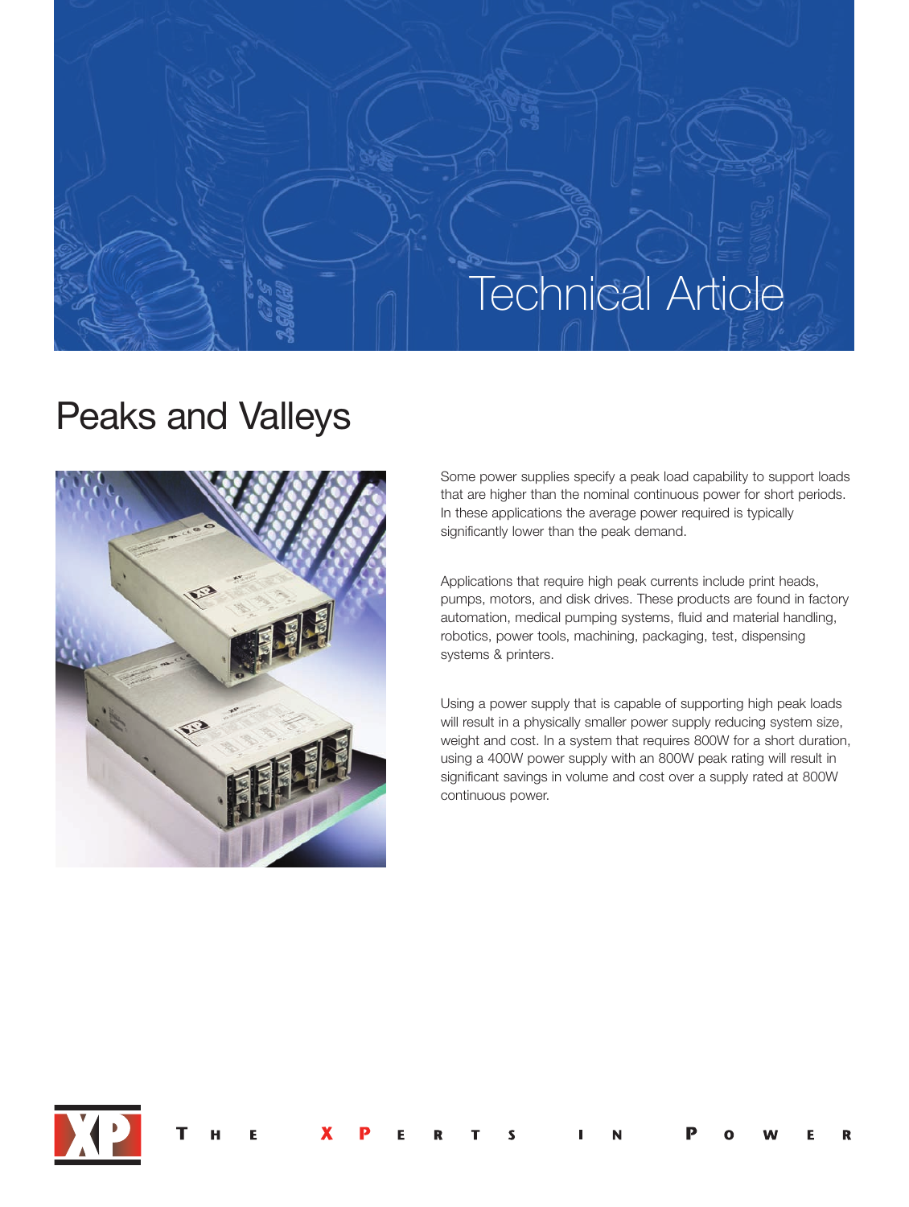Technical Article

# Peaks and Valleys

Some power supplies specify a peak load capability to support loads that are higher than the nominal continuous power for short periods. In these applications the average power required is typically significantly lower than the peak demand.

Applications that require high peak currents include print heads, pumps, motors, and disk drives. These products are found in factory automation, medical pumping systems, fluid and material handling, robotics, power tools, machining, packaging, test, dispensing systems & printers.

Using a power supply that is capable of supporting high peak loads will result in a physically smaller power supply reducing system size, weight and cost. In a system that requires 800W for a short duration, using a 400W power supply with an 800W peak rating will result in significant savings in volume and cost over a supply rated at 800W continuous power.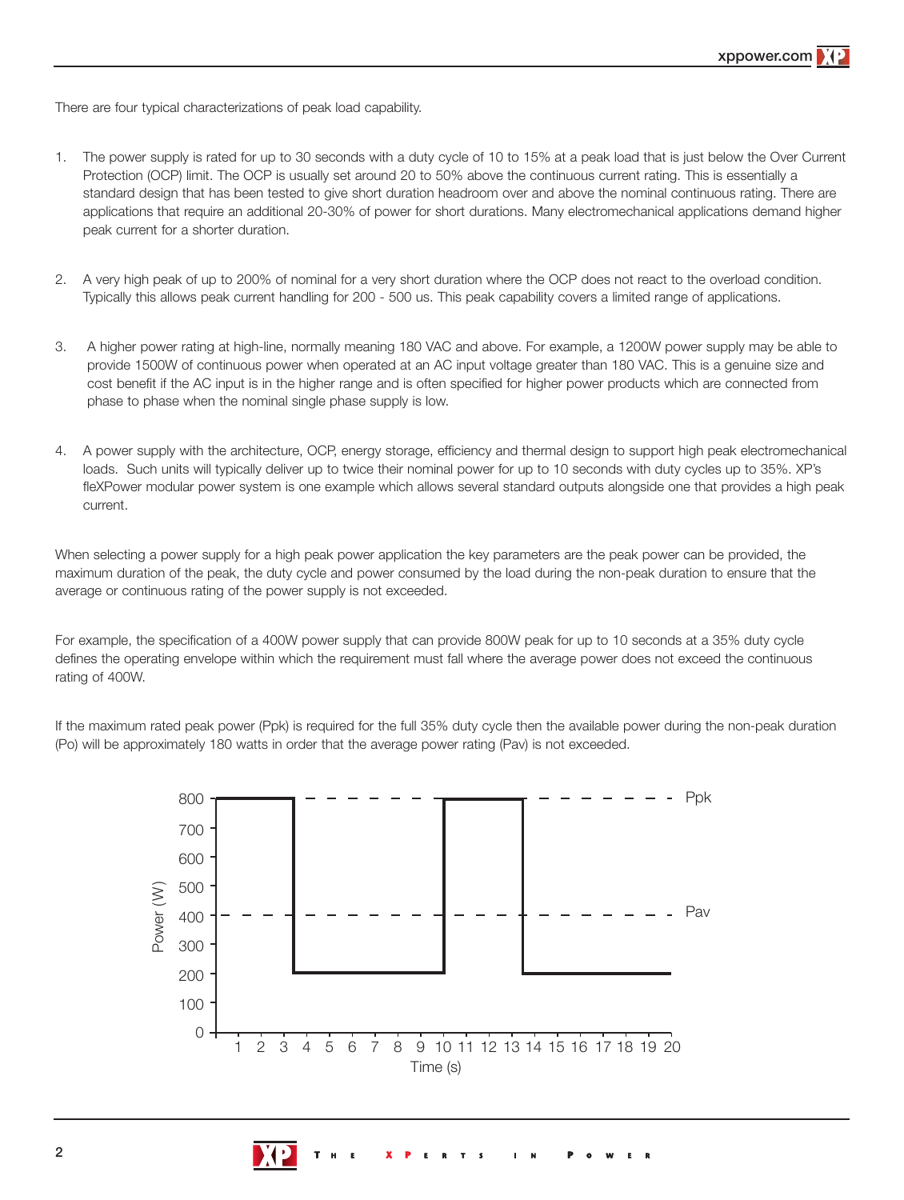There are four typical characterizations of peak load capability.

1. The power supply is rated for up to 30 seconds with a duty cycle of 10 to 15% at a peak load that is just below the Over Current Protection (OCP) limit. The OCP is usually set around 20 to 50% above the continuous current rating. This is essentially a standard design that has been tested to give short duration headroom over and above the nominal continuous rating. There are applications that require an additional 20-30% of power for short durations. Many electromechanical applications demand higher peak current for a shorter duration.

2. A very high peak of up to 200% of nominal for a very short duration where the OCP does not react to the overload condition. Typically this allows peak current handling for 200 - 500 us. This peak capability covers a limited range of applications.

3. A higher power rating at high-line, normally meaning 180 VAC and above. For example, a 1200W power supply may be able to provide 1500W of continuous power when operated at an AC input voltage greater than 180 VAC. This is a genuine size and cost benefit if the AC input is in the higher range and is often specified for higher power products which are connected from phase to phase when the nominal single phase supply is low.

4. A power supply with the architecture, OCP, energy storage, efficiency and thermal design to support high peak electromechanical loads. Such units will typically deliver up to twice their nominal power for up to 10 seconds with duty cycles up to 35%. XP's fleXPower modular power system is one example which allows several standard outputs alongside one that provides a high peak current.

When selecting a power supply for a high peak power application the key parameters are the peak power can be provided, the maximum duration of the peak, the duty cycle and power consumed by the load during the non-peak duration to ensure that the average or continuous rating of the power supply is not exceeded.

For example, the specification of a 400W power supply that can provide 800W peak for up to 10 seconds at a 35% duty cycle defines the operating envelope within which the requirement must fall where the average power does not exceed the continuous rating of 400W.

If the maximum rated peak power (Ppk) is required for the full 35% duty cycle then the available power during the non-peak duration (Po) will be approximately 180 watts in order that the average power rating (Pav) is not exceeded.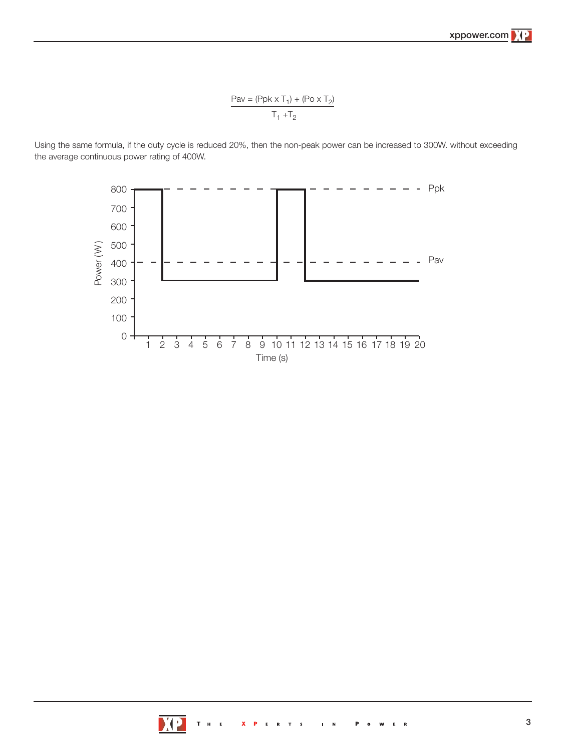$$Pav = \frac{(Ppk \times T_1) + (Po \times T_2)}{T_1 + T_2}$$

Using the same formula, if the duty cycle is reduced 20%, then the non-peak power can be increased to 300W. without exceeding the average continuous power rating of 400W.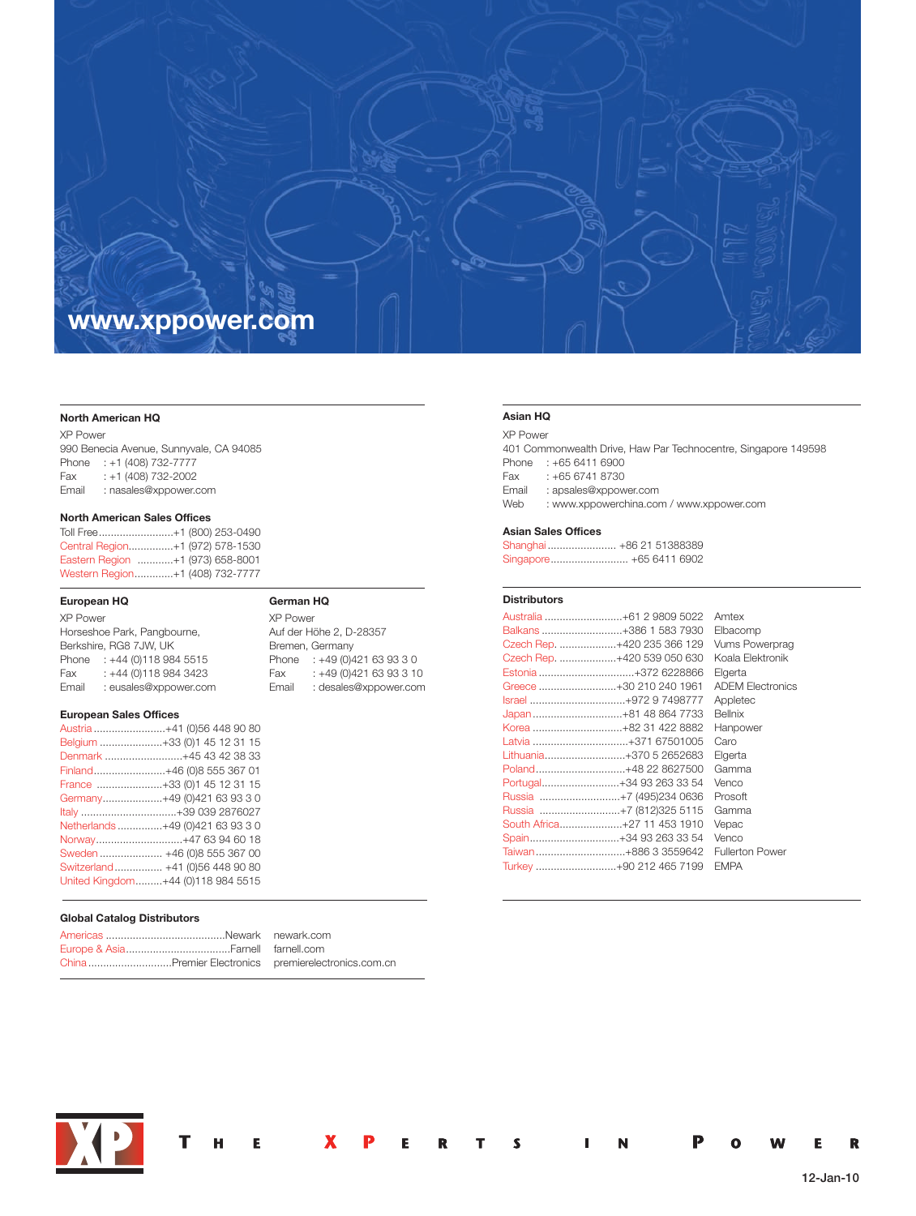www.xppower.com

### North American HQ

XP Power
990 Benecia Avenue, Sunnyvale, CA 94085
Phone : +1 (408) 732-7777
Fax : +1 (408) 732-2002
Email : nasales@xppower.com

### North American Sales Offices

| | |
|---|---|
| Toll Free | +1 (800) 253-0490 |
| Central Region | +1 (972) 578-1530 |
| Eastern Region | +1 (973) 658-8001 |
| Western Region | +1 (408) 732-7777 |

### European HQ

XP Power
Horseshoe Park, Pangbourne,
Berkshire, RG8 7JW, UK
Phone : +44 (0)118 984 5515
Fax : +44 (0)118 984 3423
Email : eusales@xppower.com

### German HQ

XP Power
Auf der Höhe 2, D-28357
Bremen, Germany
Phone : +49 (0)421 63 93 3 0
Fax : +49 (0)421 63 93 3 10
Email : desales@xppower.com

### European Sales Offices

| | |
|---|---|
| Austria | +41 (0)56 448 90 80 |
| Belgium | +33 (0)1 45 12 31 15 |
| Denmark | +45 43 42 38 33 |
| Finland | +46 (0)8 555 367 01 |
| France | +33 (0)1 45 12 31 15 |
| Germany | +49 (0)421 63 93 3 0 |
| Italy | +39 039 2876027 |
| Netherlands | +49 (0)421 63 93 3 0 |
| Norway | +47 63 94 60 18 |
| Sweden | +46 (0)8 555 367 00 |
| Switzerland | +41 (0)56 448 90 80 |
| United Kingdom | +44 (0)118 984 5515 |

### Global Catalog Distributors

| | | |
|---|---|---|
| Americas | Newark | newark.com |
| Europe & Asia | Farnell | farnell.com |
| China | Premier Electronics | premierelectronics.com.cn |

### Asian HQ

XP Power
401 Commonwealth Drive, Haw Par Technocentre, Singapore 149598
Phone : +65 6411 6900
Fax : +65 6741 8730
Email : apsales@xppower.com
Web : www.xppowerchina.com / www.xppower.com

### Asian Sales Offices

| | |
|---|---|
| Shanghai | +86 21 51388389 |
| Singapore | +65 6411 6902 |

### Distributors

| | | |
|---|---|---|
| Australia | +61 2 9809 5022 | Amtex |
| Balkans | +386 1 583 7930 | Elbacomp |
| Czech Rep. | +420 235 366 129 | Vums Powerprag |
| Czech Rep. | +420 539 050 630 | Koala Elektronik |
| Estonia | +372 6228866 | Elgerta |
| Greece | +30 210 240 1961 | ADEM Electronics |
| Israel | +972 9 7498777 | Appletec |
| Japan | +81 48 864 7733 | Bellnix |
| Korea | +82 31 422 8882 | Hanpower |
| Latvia | +371 67501005 | Caro |
| Lithuania | +370 5 2652683 | Elgerta |
| Poland | +48 22 8627500 | Gamma |
| Portugal | +34 93 263 33 54 | Venco |
| Russia | +7 (495)234 0636 | Prosoft |
| Russia | +7 (812)325 5115 | Gamma |
| South Africa | +27 11 453 1910 | Vepac |
| Spain | +34 93 263 33 54 | Venco |
| Taiwan | +886 3 3559642 | Fullerton Power |
| Turkey | +90 212 465 7199 | EMPA |

THE XPERTS IN POWER

12-Jan-10